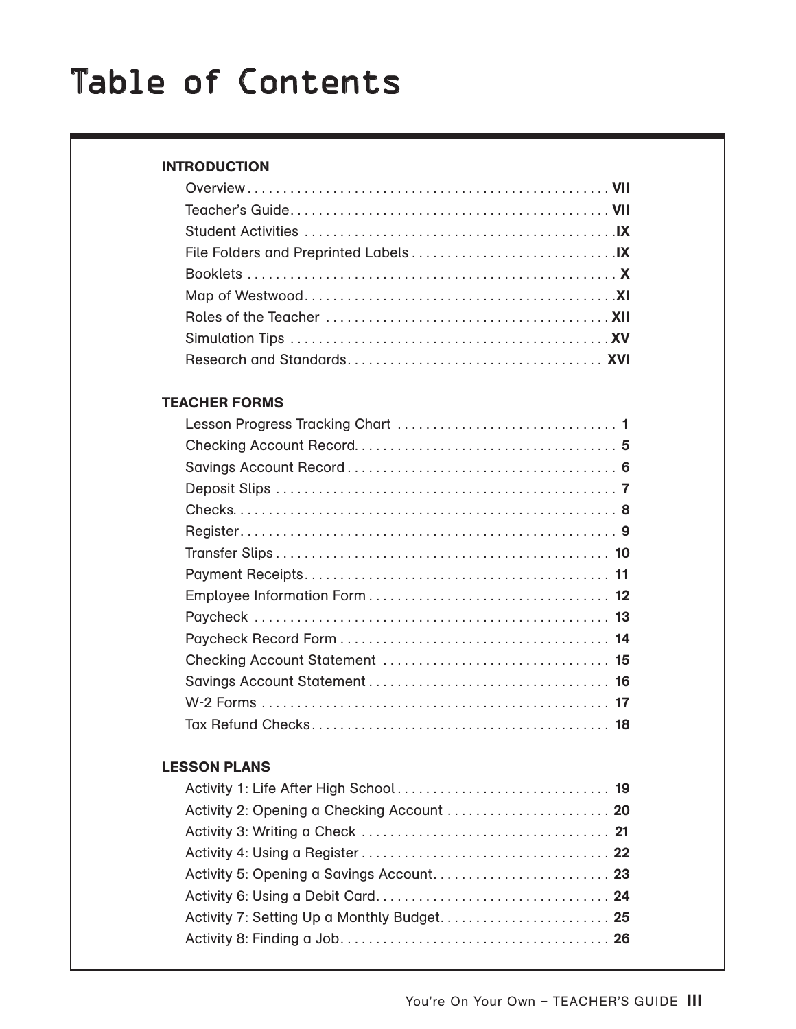# Table of Contents

## INTRODUCTION

| Section | Page |
| --- | --- |
| Overview | VII |
| Teacher's Guide | VII |
| Student Activities | IX |
| File Folders and Preprinted Labels | IX |
| Booklets | X |
| Map of Westwood | XI |
| Roles of the Teacher | XII |
| Simulation Tips | XV |
| Research and Standards | XVI |

## TEACHER FORMS

| Form | Page |
| --- | --- |
| Lesson Progress Tracking Chart | 1 |
| Checking Account Record | 5 |
| Savings Account Record | 6 |
| Deposit Slips | 7 |
| Checks | 8 |
| Register | 9 |
| Transfer Slips | 10 |
| Payment Receipts | 11 |
| Employee Information Form | 12 |
| Paycheck | 13 |
| Paycheck Record Form | 14 |
| Checking Account Statement | 15 |
| Savings Account Statement | 16 |
| W-2 Forms | 17 |
| Tax Refund Checks | 18 |

## LESSON PLANS

| Activity | Page |
| --- | --- |
| Activity 1: Life After High School | 19 |
| Activity 2: Opening a Checking Account | 20 |
| Activity 3: Writing a Check | 21 |
| Activity 4: Using a Register | 22 |
| Activity 5: Opening a Savings Account | 23 |
| Activity 6: Using a Debit Card | 24 |
| Activity 7: Setting Up a Monthly Budget | 25 |
| Activity 8: Finding a Job | 26 |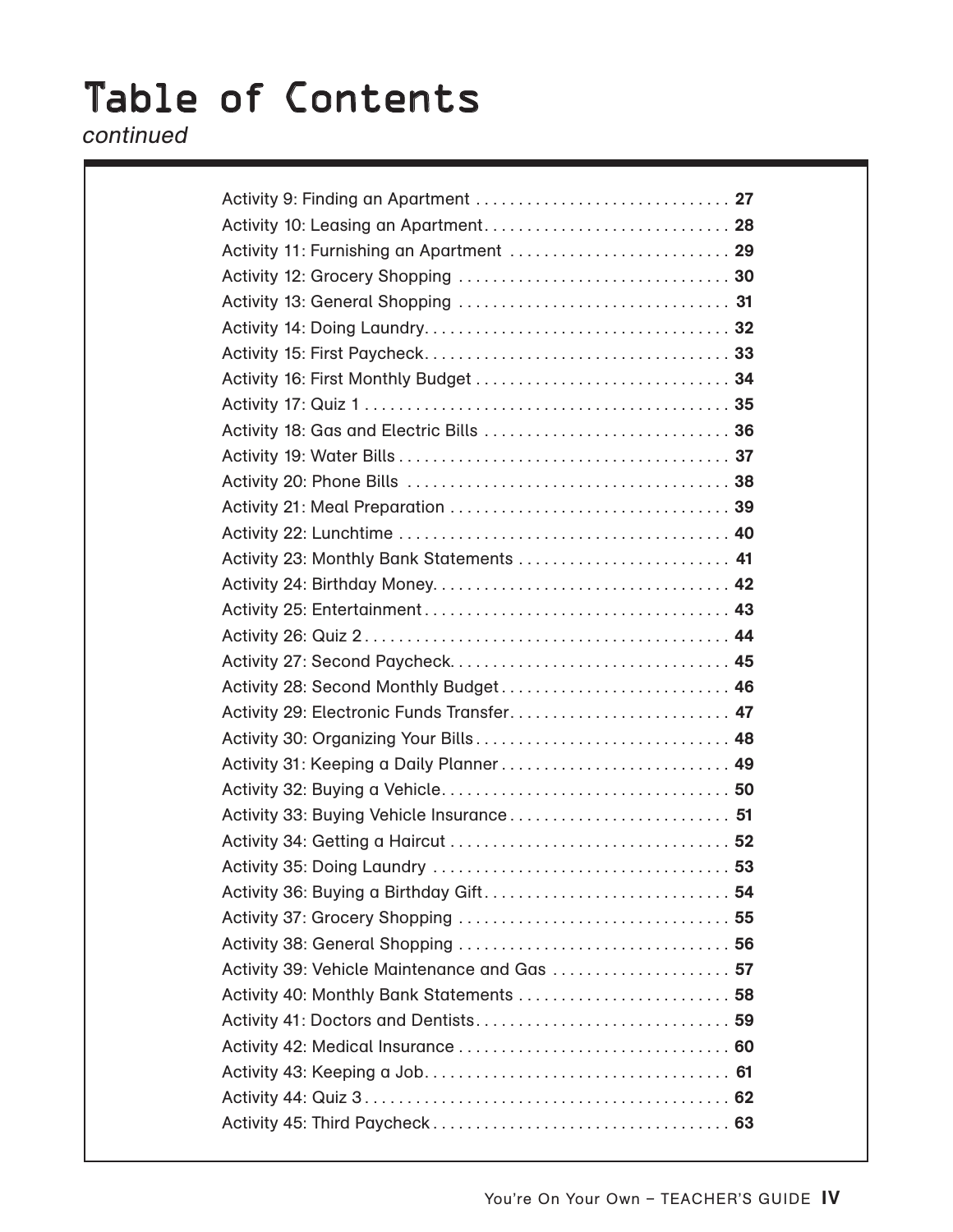# Table of Contents

*continued*

Activity 9: Finding an Apartment .............................. **27**
Activity 10: Leasing an Apartment............................. **28**
Activity 11: Furnishing an Apartment .......................... **29**
Activity 12: Grocery Shopping ................................ **30**
Activity 13: General Shopping ................................ **31**
Activity 14: Doing Laundry.................................... **32**
Activity 15: First Paycheck.................................... **33**
Activity 16: First Monthly Budget .............................. **34**
Activity 17: Quiz 1 ........................................... **35**
Activity 18: Gas and Electric Bills ............................. **36**
Activity 19: Water Bills ....................................... **37**
Activity 20: Phone Bills ...................................... **38**
Activity 21: Meal Preparation ................................. **39**
Activity 22: Lunchtime ....................................... **40**
Activity 23: Monthly Bank Statements ......................... **41**
Activity 24: Birthday Money................................... **42**
Activity 25: Entertainment.................................... **43**
Activity 26: Quiz 2........................................... **44**
Activity 27: Second Paycheck................................. **45**
Activity 28: Second Monthly Budget........................... **46**
Activity 29: Electronic Funds Transfer.......................... **47**
Activity 30: Organizing Your Bills.............................. **48**
Activity 31: Keeping a Daily Planner........................... **49**
Activity 32: Buying a Vehicle.................................. **50**
Activity 33: Buying Vehicle Insurance.......................... **51**
Activity 34: Getting a Haircut ................................. **52**
Activity 35: Doing Laundry ................................... **53**
Activity 36: Buying a Birthday Gift............................. **54**
Activity 37: Grocery Shopping ................................ **55**
Activity 38: General Shopping ................................ **56**
Activity 39: Vehicle Maintenance and Gas ..................... **57**
Activity 40: Monthly Bank Statements ......................... **58**
Activity 41: Doctors and Dentists.............................. **59**
Activity 42: Medical Insurance ................................ **60**
Activity 43: Keeping a Job.................................... **61**
Activity 44: Quiz 3........................................... **62**
Activity 45: Third Paycheck................................... **63**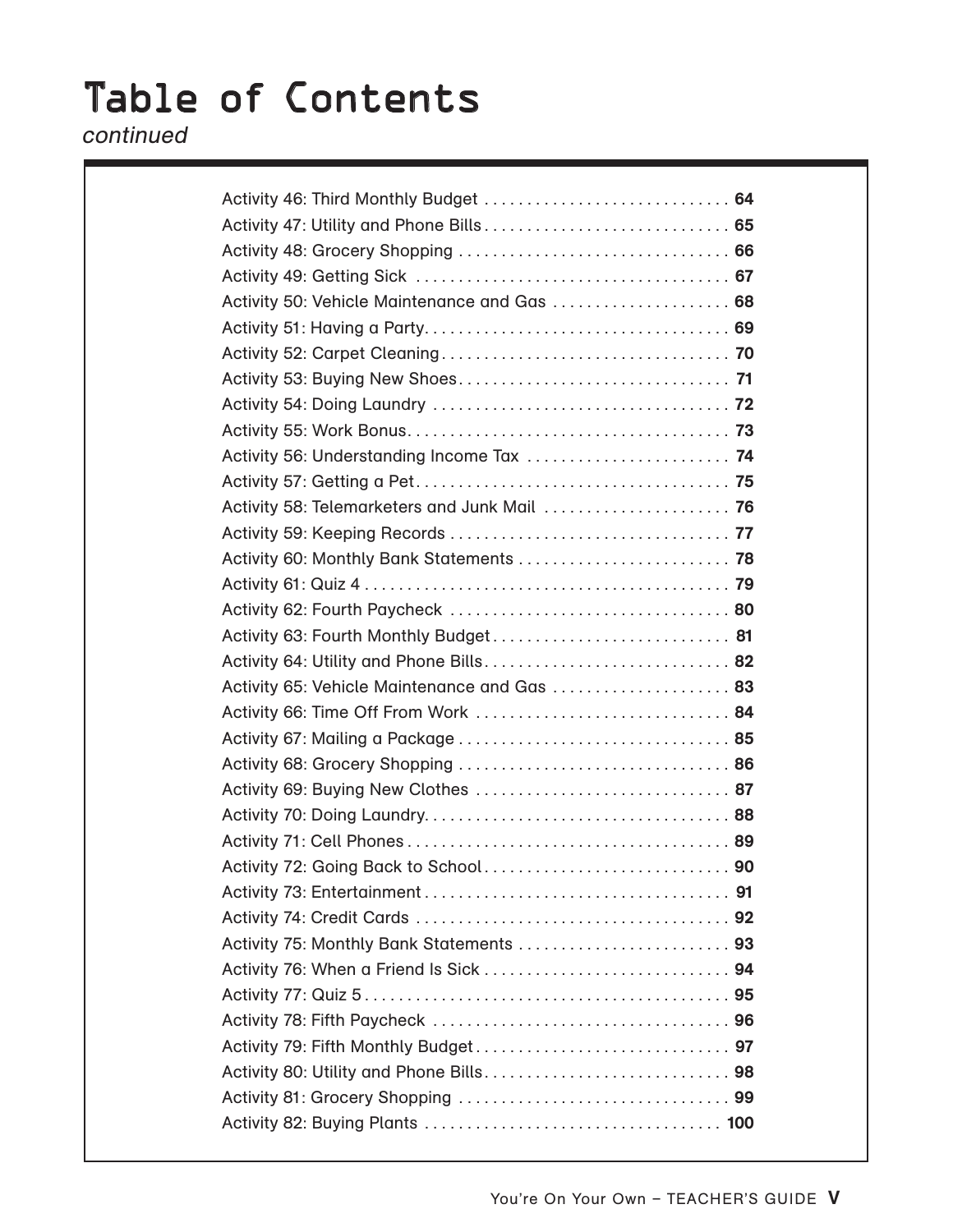# Table of Contents

*continued*

| Activity | Page |
| --- | --- |
| Activity 46: Third Monthly Budget | **64** |
| Activity 47: Utility and Phone Bills | **65** |
| Activity 48: Grocery Shopping | **66** |
| Activity 49: Getting Sick | **67** |
| Activity 50: Vehicle Maintenance and Gas | **68** |
| Activity 51: Having a Party | **69** |
| Activity 52: Carpet Cleaning | **70** |
| Activity 53: Buying New Shoes | **71** |
| Activity 54: Doing Laundry | **72** |
| Activity 55: Work Bonus | **73** |
| Activity 56: Understanding Income Tax | **74** |
| Activity 57: Getting a Pet | **75** |
| Activity 58: Telemarketers and Junk Mail | **76** |
| Activity 59: Keeping Records | **77** |
| Activity 60: Monthly Bank Statements | **78** |
| Activity 61: Quiz 4 | **79** |
| Activity 62: Fourth Paycheck | **80** |
| Activity 63: Fourth Monthly Budget | **81** |
| Activity 64: Utility and Phone Bills | **82** |
| Activity 65: Vehicle Maintenance and Gas | **83** |
| Activity 66: Time Off From Work | **84** |
| Activity 67: Mailing a Package | **85** |
| Activity 68: Grocery Shopping | **86** |
| Activity 69: Buying New Clothes | **87** |
| Activity 70: Doing Laundry | **88** |
| Activity 71: Cell Phones | **89** |
| Activity 72: Going Back to School | **90** |
| Activity 73: Entertainment | **91** |
| Activity 74: Credit Cards | **92** |
| Activity 75: Monthly Bank Statements | **93** |
| Activity 76: When a Friend Is Sick | **94** |
| Activity 77: Quiz 5 | **95** |
| Activity 78: Fifth Paycheck | **96** |
| Activity 79: Fifth Monthly Budget | **97** |
| Activity 80: Utility and Phone Bills | **98** |
| Activity 81: Grocery Shopping | **99** |
| Activity 82: Buying Plants | **100** |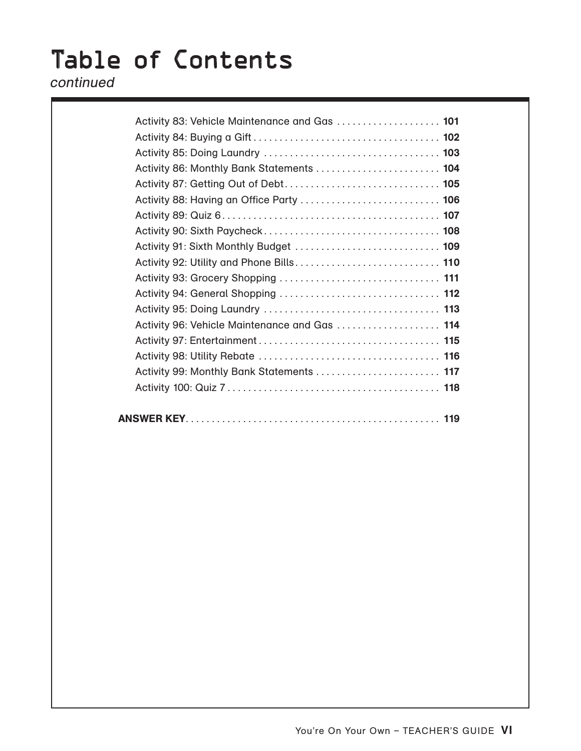# Table of Contents

*continued*

Activity 83: Vehicle Maintenance and Gas . . . . . . . . . . . . . . . . . . . . **101**
Activity 84: Buying a Gift . . . . . . . . . . . . . . . . . . . . . . . . . . . . . . . . . . . . **102**
Activity 85: Doing Laundry . . . . . . . . . . . . . . . . . . . . . . . . . . . . . . . . . . **103**
Activity 86: Monthly Bank Statements . . . . . . . . . . . . . . . . . . . . . . . . **104**
Activity 87: Getting Out of Debt . . . . . . . . . . . . . . . . . . . . . . . . . . . . . . **105**
Activity 88: Having an Office Party . . . . . . . . . . . . . . . . . . . . . . . . . . . **106**
Activity 89: Quiz 6 . . . . . . . . . . . . . . . . . . . . . . . . . . . . . . . . . . . . . . . . . . **107**
Activity 90: Sixth Paycheck . . . . . . . . . . . . . . . . . . . . . . . . . . . . . . . . . . **108**
Activity 91: Sixth Monthly Budget . . . . . . . . . . . . . . . . . . . . . . . . . . . . **109**
Activity 92: Utility and Phone Bills . . . . . . . . . . . . . . . . . . . . . . . . . . . . **110**
Activity 93: Grocery Shopping . . . . . . . . . . . . . . . . . . . . . . . . . . . . . . . **111**
Activity 94: General Shopping . . . . . . . . . . . . . . . . . . . . . . . . . . . . . . . **112**
Activity 95: Doing Laundry . . . . . . . . . . . . . . . . . . . . . . . . . . . . . . . . . . **113**
Activity 96: Vehicle Maintenance and Gas . . . . . . . . . . . . . . . . . . . . **114**
Activity 97: Entertainment . . . . . . . . . . . . . . . . . . . . . . . . . . . . . . . . . . . **115**
Activity 98: Utility Rebate . . . . . . . . . . . . . . . . . . . . . . . . . . . . . . . . . . . **116**
Activity 99: Monthly Bank Statements . . . . . . . . . . . . . . . . . . . . . . . . **117**
Activity 100: Quiz 7 . . . . . . . . . . . . . . . . . . . . . . . . . . . . . . . . . . . . . . . . . **118**

**ANSWER KEY** . . . . . . . . . . . . . . . . . . . . . . . . . . . . . . . . . . . . . . . . . . . . . . . . **119**